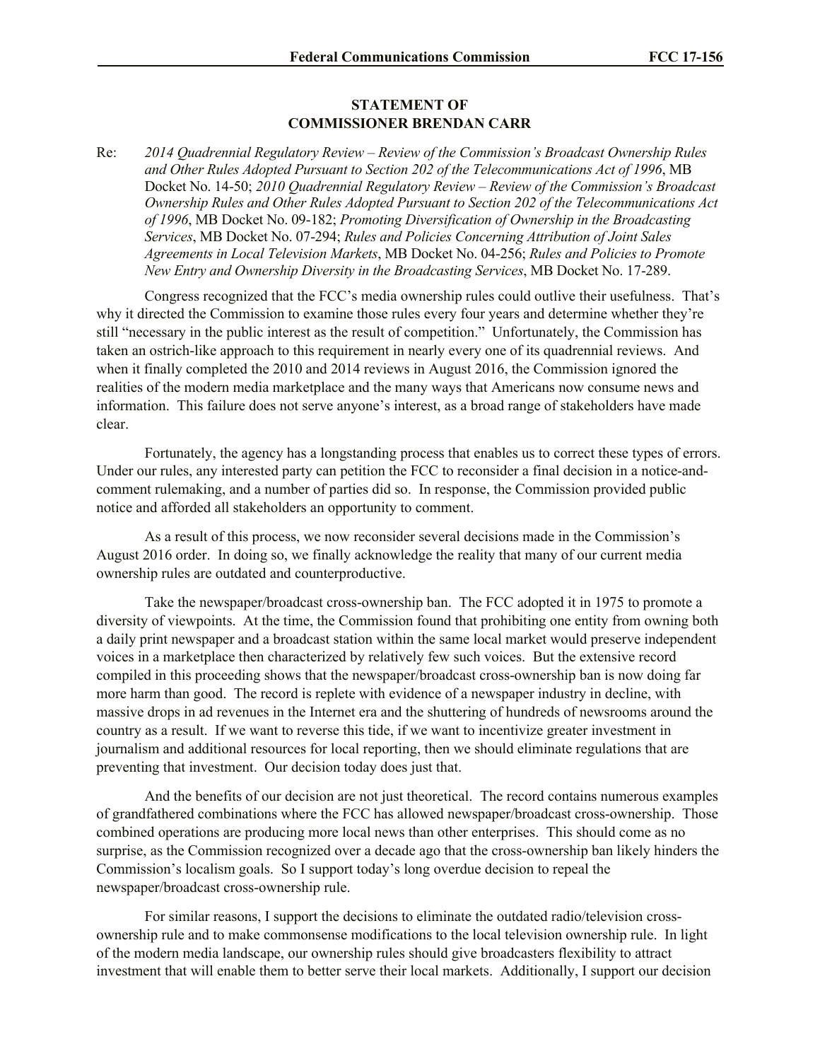## STATEMENT OF COMMISSIONER BRENDAN CARR

Re: *2014 Quadrennial Regulatory Review – Review of the Commission's Broadcast Ownership Rules and Other Rules Adopted Pursuant to Section 202 of the Telecommunications Act of 1996*, MB Docket No. 14-50; *2010 Quadrennial Regulatory Review – Review of the Commission's Broadcast Ownership Rules and Other Rules Adopted Pursuant to Section 202 of the Telecommunications Act of 1996*, MB Docket No. 09-182; *Promoting Diversification of Ownership in the Broadcasting Services*, MB Docket No. 07-294; *Rules and Policies Concerning Attribution of Joint Sales Agreements in Local Television Markets*, MB Docket No. 04-256; *Rules and Policies to Promote New Entry and Ownership Diversity in the Broadcasting Services*, MB Docket No. 17-289.

Congress recognized that the FCC's media ownership rules could outlive their usefulness. That's why it directed the Commission to examine those rules every four years and determine whether they're still "necessary in the public interest as the result of competition." Unfortunately, the Commission has taken an ostrich-like approach to this requirement in nearly every one of its quadrennial reviews. And when it finally completed the 2010 and 2014 reviews in August 2016, the Commission ignored the realities of the modern media marketplace and the many ways that Americans now consume news and information. This failure does not serve anyone's interest, as a broad range of stakeholders have made clear.

Fortunately, the agency has a longstanding process that enables us to correct these types of errors. Under our rules, any interested party can petition the FCC to reconsider a final decision in a notice-and-comment rulemaking, and a number of parties did so. In response, the Commission provided public notice and afforded all stakeholders an opportunity to comment.

As a result of this process, we now reconsider several decisions made in the Commission's August 2016 order. In doing so, we finally acknowledge the reality that many of our current media ownership rules are outdated and counterproductive.

Take the newspaper/broadcast cross-ownership ban. The FCC adopted it in 1975 to promote a diversity of viewpoints. At the time, the Commission found that prohibiting one entity from owning both a daily print newspaper and a broadcast station within the same local market would preserve independent voices in a marketplace then characterized by relatively few such voices. But the extensive record compiled in this proceeding shows that the newspaper/broadcast cross-ownership ban is now doing far more harm than good. The record is replete with evidence of a newspaper industry in decline, with massive drops in ad revenues in the Internet era and the shuttering of hundreds of newsrooms around the country as a result. If we want to reverse this tide, if we want to incentivize greater investment in journalism and additional resources for local reporting, then we should eliminate regulations that are preventing that investment. Our decision today does just that.

And the benefits of our decision are not just theoretical. The record contains numerous examples of grandfathered combinations where the FCC has allowed newspaper/broadcast cross-ownership. Those combined operations are producing more local news than other enterprises. This should come as no surprise, as the Commission recognized over a decade ago that the cross-ownership ban likely hinders the Commission's localism goals. So I support today's long overdue decision to repeal the newspaper/broadcast cross-ownership rule.

For similar reasons, I support the decisions to eliminate the outdated radio/television cross-ownership rule and to make commonsense modifications to the local television ownership rule. In light of the modern media landscape, our ownership rules should give broadcasters flexibility to attract investment that will enable them to better serve their local markets. Additionally, I support our decision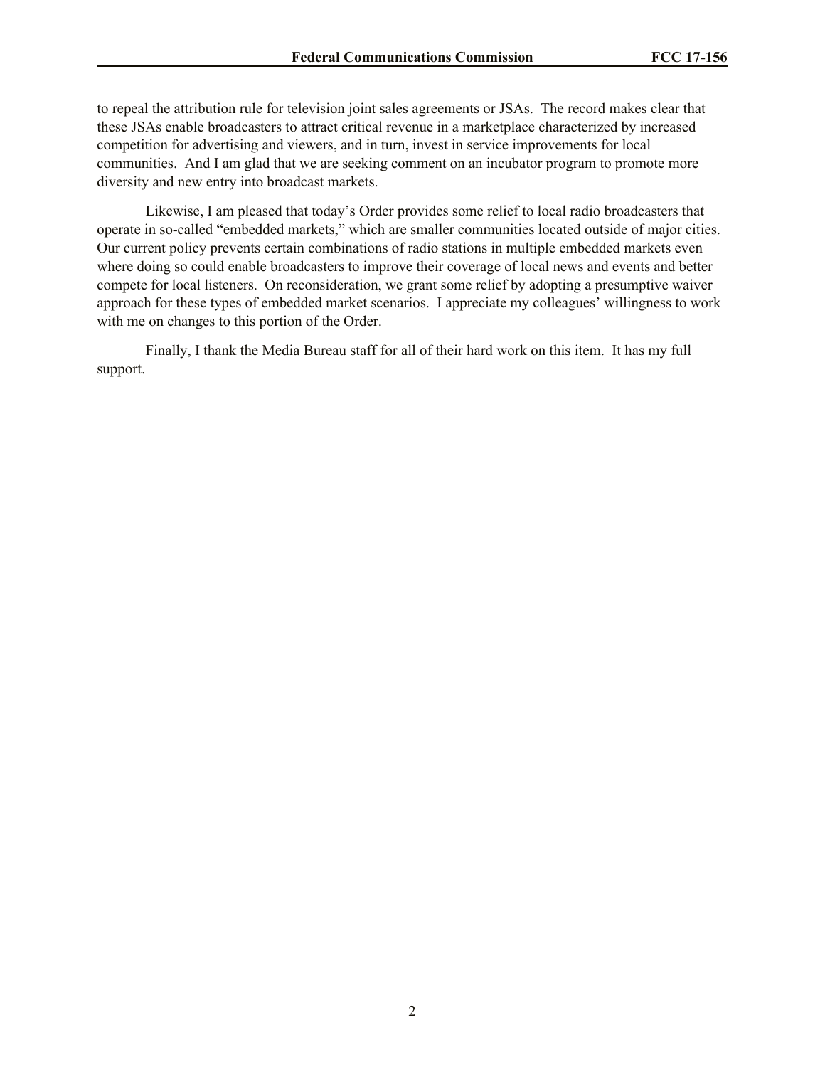to repeal the attribution rule for television joint sales agreements or JSAs. The record makes clear that these JSAs enable broadcasters to attract critical revenue in a marketplace characterized by increased competition for advertising and viewers, and in turn, invest in service improvements for local communities. And I am glad that we are seeking comment on an incubator program to promote more diversity and new entry into broadcast markets.

Likewise, I am pleased that today's Order provides some relief to local radio broadcasters that operate in so-called "embedded markets," which are smaller communities located outside of major cities. Our current policy prevents certain combinations of radio stations in multiple embedded markets even where doing so could enable broadcasters to improve their coverage of local news and events and better compete for local listeners. On reconsideration, we grant some relief by adopting a presumptive waiver approach for these types of embedded market scenarios. I appreciate my colleagues' willingness to work with me on changes to this portion of the Order.

Finally, I thank the Media Bureau staff for all of their hard work on this item. It has my full support.